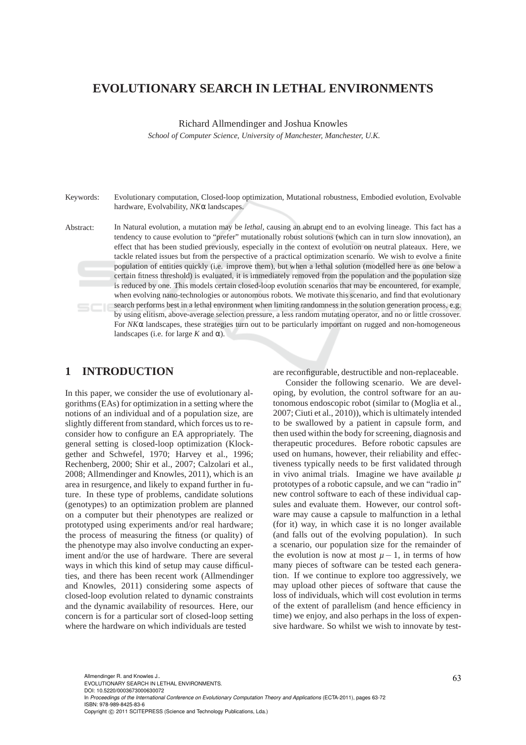# EVOLUTIONARY SEARCH IN LETHAL ENVIRONMENTS

Richard Allmendinger and Joshua Knowles

*School of Computer Science, University of Manchester, Manchester, U.K.*

Keywords: Evolutionary computation, Closed-loop optimization, Mutational robustness, Embodied evolution, Evolvable hardware, Evolvability, $NK\alpha$ landscapes.

Abstract: In Natural evolution, a mutation may be *lethal*, causing an abrupt end to an evolving lineage. This fact has a tendency to cause evolution to "prefer" mutationally robust solutions (which can in turn slow innovation), an effect that has been studied previously, especially in the context of evolution on neutral plateaux. Here, we tackle related issues but from the perspective of a practical optimization scenario. We wish to evolve a finite population of entities quickly (i.e. improve them), but when a lethal solution (modelled here as one below a certain fitness threshold) is evaluated, it is immediately removed from the population and the population size is reduced by one. This models certain closed-loop evolution scenarios that may be encountered, for example, when evolving nano-technologies or autonomous robots. We motivate this scenario, and find that evolutionary search performs best in a lethal environment when limiting randomness in the solution generation process, e.g. by using elitism, above-average selection pressure, a less random mutating operator, and no or little crossover. For $NK\alpha$ landscapes, these strategies turn out to be particularly important on rugged and non-homogeneous landscapes (i.e. for large $K$ and $\alpha$).

## 1 INTRODUCTION

In this paper, we consider the use of evolutionary algorithms (EAs) for optimization in a setting where the notions of an individual and of a population size, are slightly different from standard, which forces us to reconsider how to configure an EA appropriately. The general setting is closed-loop optimization (Klockgether and Schwefel, 1970; Harvey et al., 1996; Rechenberg, 2000; Shir et al., 2007; Calzolari et al., 2008; Allmendinger and Knowles, 2011), which is an area in resurgence, and likely to expand further in future. In these type of problems, candidate solutions (genotypes) to an optimization problem are planned on a computer but their phenotypes are realized or prototyped using experiments and/or real hardware; the process of measuring the fitness (or quality) of the phenotype may also involve conducting an experiment and/or the use of hardware. There are several ways in which this kind of setup may cause difficulties, and there has been recent work (Allmendinger and Knowles, 2011) considering some aspects of closed-loop evolution related to dynamic constraints and the dynamic availability of resources. Here, our concern is for a particular sort of closed-loop setting where the hardware on which individuals are tested are reconfigurable, destructible and non-replaceable.

Consider the following scenario. We are developing, by evolution, the control software for an autonomous endoscopic robot (similar to (Moglia et al., 2007; Ciuti et al., 2010)), which is ultimately intended to be swallowed by a patient in capsule form, and then used within the body for screening, diagnosis and therapeutic procedures. Before robotic capsules are used on humans, however, their reliability and effectiveness typically needs to be first validated through in vivo animal trials. Imagine we have available $\mu$ prototypes of a robotic capsule, and we can "radio in" new control software to each of these individual capsules and evaluate them. However, our control software may cause a capsule to malfunction in a lethal (for it) way, in which case it is no longer available (and falls out of the evolving population). In such a scenario, our population size for the remainder of the evolution is now at most $\mu - 1$, in terms of how many pieces of software can be tested each generation. If we continue to explore too aggressively, we may upload other pieces of software that cause the loss of individuals, which will cost evolution in terms of the extent of parallelism (and hence efficiency in time) we enjoy, and also perhaps in the loss of expensive hardware. So whilst we wish to innovate by test-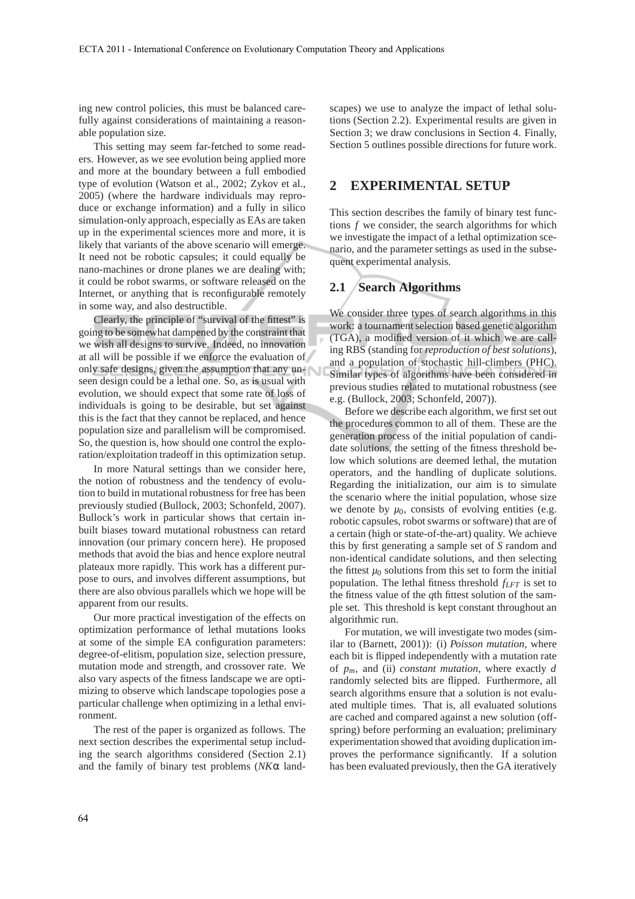ing new control policies, this must be balanced carefully against considerations of maintaining a reasonable population size.

This setting may seem far-fetched to some readers. However, as we see evolution being applied more and more at the boundary between a full embodied type of evolution (Watson et al., 2002; Zykov et al., 2005) (where the hardware individuals may reproduce or exchange information) and a fully in silico simulation-only approach, especially as EAs are taken up in the experimental sciences more and more, it is likely that variants of the above scenario will emerge. It need not be robotic capsules; it could equally be nano-machines or drone planes we are dealing with; it could be robot swarms, or software released on the Internet, or anything that is reconfigurable remotely in some way, and also destructible.

Clearly, the principle of "survival of the fittest" is going to be somewhat dampened by the constraint that we wish all designs to survive. Indeed, no innovation at all will be possible if we enforce the evaluation of only safe designs, given the assumption that any unseen design could be a lethal one. So, as is usual with evolution, we should expect that some rate of loss of individuals is going to be desirable, but set against this is the fact that they cannot be replaced, and hence population size and parallelism will be compromised. So, the question is, how should one control the exploration/exploitation tradeoff in this optimization setup.

In more Natural settings than we consider here, the notion of robustness and the tendency of evolution to build in mutational robustness for free has been previously studied (Bullock, 2003; Schonfeld, 2007). Bullock's work in particular shows that certain inbuilt biases toward mutational robustness can retard innovation (our primary concern here). He proposed methods that avoid the bias and hence explore neutral plateaux more rapidly. This work has a different purpose to ours, and involves different assumptions, but there are also obvious parallels which we hope will be apparent from our results.

Our more practical investigation of the effects on optimization performance of lethal mutations looks at some of the simple EA configuration parameters: degree-of-elitism, population size, selection pressure, mutation mode and strength, and crossover rate. We also vary aspects of the fitness landscape we are optimizing to observe which landscape topologies pose a particular challenge when optimizing in a lethal environment.

The rest of the paper is organized as follows. The next section describes the experimental setup including the search algorithms considered (Section 2.1) and the family of binary test problems ($NK\alpha$ landscapes) we use to analyze the impact of lethal solutions (Section 2.2). Experimental results are given in Section 3; we draw conclusions in Section 4. Finally, Section 5 outlines possible directions for future work.

## 2 EXPERIMENTAL SETUP

This section describes the family of binary test functions $f$ we consider, the search algorithms for which we investigate the impact of a lethal optimization scenario, and the parameter settings as used in the subsequent experimental analysis.

### 2.1 Search Algorithms

We consider three types of search algorithms in this work: a tournament selection based genetic algorithm (TGA), a modified version of it which we are calling RBS (standing for *reproduction of best solutions*), and a population of stochastic hill-climbers (PHC). Similar types of algorithms have been considered in previous studies related to mutational robustness (see e.g. (Bullock, 2003; Schonfeld, 2007)).

Before we describe each algorithm, we first set out the procedures common to all of them. These are the generation process of the initial population of candidate solutions, the setting of the fitness threshold below which solutions are deemed lethal, the mutation operators, and the handling of duplicate solutions. Regarding the initialization, our aim is to simulate the scenario where the initial population, whose size we denote by $\mu_0$, consists of evolving entities (e.g. robotic capsules, robot swarms or software) that are of a certain (high or state-of-the-art) quality. We achieve this by first generating a sample set of $S$ random and non-identical candidate solutions, and then selecting the fittest $\mu_0$ solutions from this set to form the initial population. The lethal fitness threshold $f_{LFT}$ is set to the fitness value of the $q$th fittest solution of the sample set. This threshold is kept constant throughout an algorithmic run.

For mutation, we will investigate two modes (similar to (Barnett, 2001)): (i) *Poisson mutation*, where each bit is flipped independently with a mutation rate of $p_m$, and (ii) *constant mutation*, where exactly $d$ randomly selected bits are flipped. Furthermore, all search algorithms ensure that a solution is not evaluated multiple times. That is, all evaluated solutions are cached and compared against a new solution (offspring) before performing an evaluation; preliminary experimentation showed that avoiding duplication improves the performance significantly. If a solution has been evaluated previously, then the GA iteratively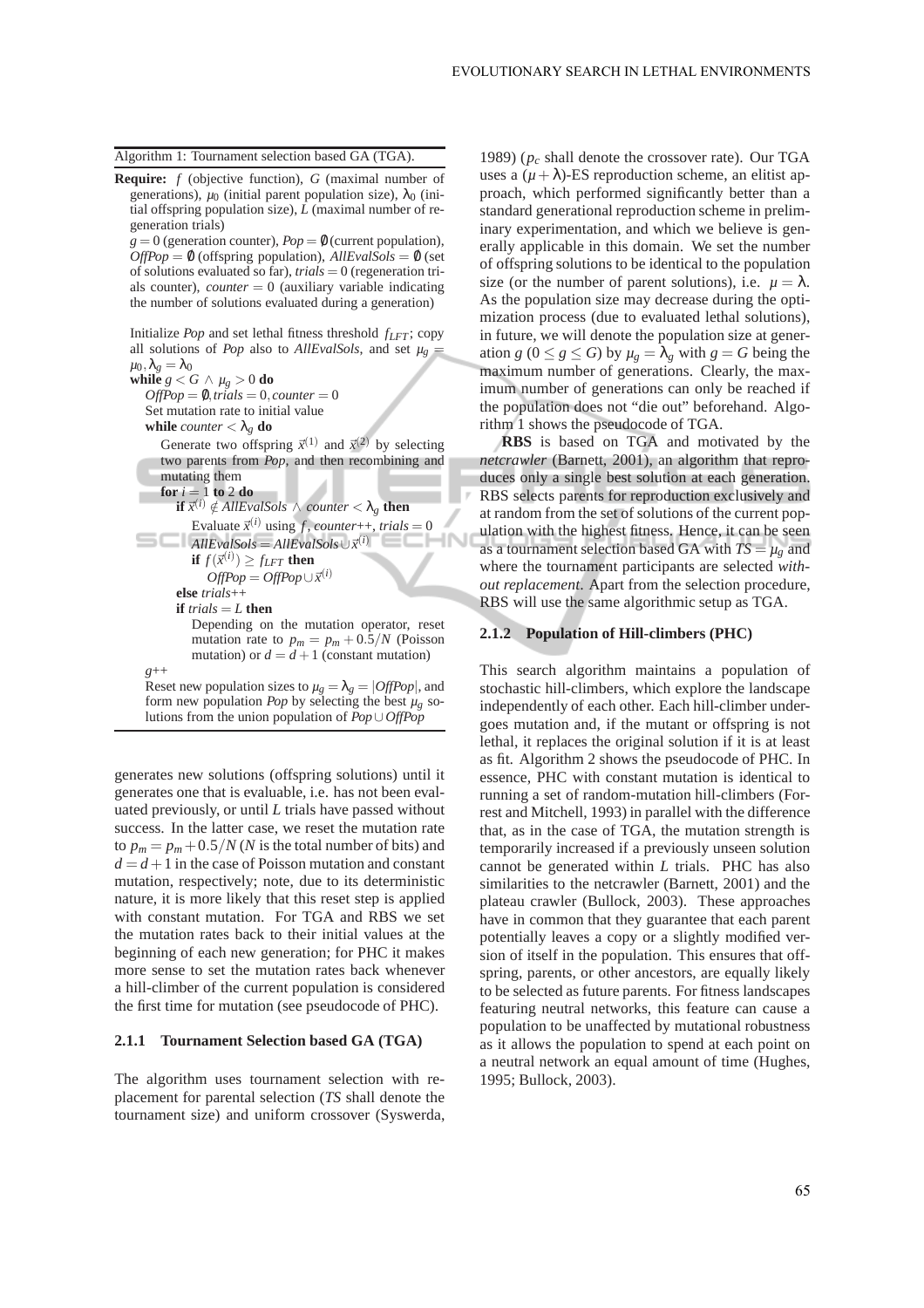Algorithm 1: Tournament selection based GA (TGA).

**Require:** $f$ (objective function), $G$ (maximal number of generations), $\mu_0$ (initial parent population size), $\lambda_0$ (initial offspring population size), $L$ (maximal number of regeneration trials)

$g = 0$ (generation counter), $Pop = \emptyset$ (current population), $OffPop = \emptyset$ (offspring population), $AllEvalSols = \emptyset$ (set of solutions evaluated so far), $trials = 0$ (regeneration trials counter), $counter = 0$ (auxiliary variable indicating the number of solutions evaluated during a generation)

```
Initialize Pop and set lethal fitness threshold f_LFT; copy
all solutions of Pop also to AllEvalSols, and set μ_g =
μ_0, λ_g = λ_0
while g < G ∧ μ_g > 0 do
  OffPop = ∅, trials = 0, counter = 0
  Set mutation rate to initial value
  while counter < λ_g do
    Generate two offspring x^(1) and x^(2) by selecting
    two parents from Pop, and then recombining and
    mutating them
    for i = 1 to 2 do
      if x^(i) ∉ AllEvalSols ∧ counter < λ_g then
        Evaluate x^(i) using f, counter++, trials = 0
        AllEvalSols = AllEvalSols ∪ x^(i)
        if f(x^(i)) ≥ f_LFT then
          OffPop = OffPop ∪ x^(i)
      else trials++
      if trials = L then
        Depending on the mutation operator, reset
        mutation rate to p_m = p_m + 0.5/N (Poisson
        mutation) or d = d + 1 (constant mutation)
  g++
  Reset new population sizes to μ_g = λ_g = |OffPop|, and
  form new population Pop by selecting the best μ_g so-
  lutions from the union population of Pop ∪ OffPop
```

generates new solutions (offspring solutions) until it generates one that is evaluable, i.e. has not been evaluated previously, or until $L$ trials have passed without success. In the latter case, we reset the mutation rate to $p_m = p_m + 0.5/N$ ($N$ is the total number of bits) and $d = d + 1$ in the case of Poisson mutation and constant mutation, respectively; note, due to its deterministic nature, it is more likely that this reset step is applied with constant mutation. For TGA and RBS we set the mutation rates back to their initial values at the beginning of each new generation; for PHC it makes more sense to set the mutation rates back whenever a hill-climber of the current population is considered the first time for mutation (see pseudocode of PHC).

#### 2.1.1 Tournament Selection based GA (TGA)

The algorithm uses tournament selection with replacement for parental selection ($TS$ shall denote the tournament size) and uniform crossover (Syswerda, 1989) ($p_c$ shall denote the crossover rate). Our TGA uses a $(\mu + \lambda)$-ES reproduction scheme, an elitist approach, which performed significantly better than a standard generational reproduction scheme in preliminary experimentation, and which we believe is generally applicable in this domain. We set the number of offspring solutions to be identical to the population size (or the number of parent solutions), i.e. $\mu = \lambda$. As the population size may decrease during the optimization process (due to evaluated lethal solutions), in future, we will denote the population size at generation $g$ ($0 \leq g \leq G$) by $\mu_g = \lambda_g$ with $g = G$ being the maximum number of generations. Clearly, the maximum number of generations can only be reached if the population does not "die out" beforehand. Algorithm 1 shows the pseudocode of TGA.

**RBS** is based on TGA and motivated by the *netcrawler* (Barnett, 2001), an algorithm that reproduces only a single best solution at each generation. RBS selects parents for reproduction exclusively and at random from the set of solutions of the current population with the highest fitness. Hence, it can be seen as a tournament selection based GA with $TS = \mu_g$ and where the tournament participants are selected *without replacement*. Apart from the selection procedure, RBS will use the same algorithmic setup as TGA.

#### 2.1.2 Population of Hill-climbers (PHC)

This search algorithm maintains a population of stochastic hill-climbers, which explore the landscape independently of each other. Each hill-climber undergoes mutation and, if the mutant or offspring is not lethal, it replaces the original solution if it is at least as fit. Algorithm 2 shows the pseudocode of PHC. In essence, PHC with constant mutation is identical to running a set of random-mutation hill-climbers (Forrest and Mitchell, 1993) in parallel with the difference that, as in the case of TGA, the mutation strength is temporarily increased if a previously unseen solution cannot be generated within $L$ trials. PHC has also similarities to the netcrawler (Barnett, 2001) and the plateau crawler (Bullock, 2003). These approaches have in common that they guarantee that each parent potentially leaves a copy or a slightly modified version of itself in the population. This ensures that offspring, parents, or other ancestors, are equally likely to be selected as future parents. For fitness landscapes featuring neutral networks, this feature can cause a population to be unaffected by mutational robustness as it allows the population to spend at each point on a neutral network an equal amount of time (Hughes, 1995; Bullock, 2003).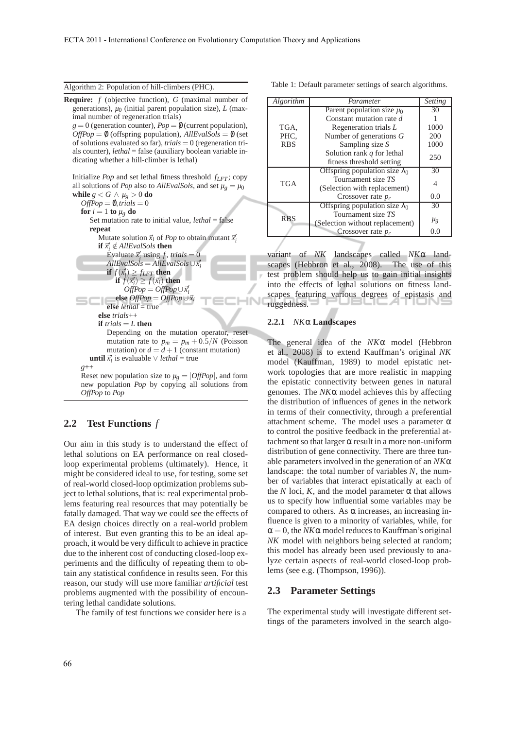Algorithm 2: Population of hill-climbers (PHC).

```
Require: f (objective function), G (maximal number of generations), μ_0 (initial parent population size), L (maximal number of regeneration trials)
g = 0 (generation counter), Pop = ∅ (current population), OffPop = ∅ (offspring population), AllEvalSols = ∅ (set of solutions evaluated so far), trials = 0 (regeneration trials counter), lethal = false (auxiliary boolean variable indicating whether a hill-climber is lethal)

Initialize Pop and set lethal fitness threshold f_LFT; copy all solutions of Pop also to AllEvalSols, and set μ_g = μ_0
while g < G ∧ μ_g > 0 do
  OffPop = ∅, trials = 0
  for i = 1 to μ_g do
    Set mutation rate to initial value, lethal = false
    repeat
      Mutate solution x_i of Pop to obtain mutant x'_i
      if x'_i ∉ AllEvalSols then
        Evaluate x'_i using f, trials = 0
        AllEvalSols = AllEvalSols ∪ x'_i
        if f(x'_i) ≥ f_LFT then
          if f(x'_i) ≥ f(x_i) then
            OffPop = OffPop ∪ x'_i
          else OffPop = OffPop ∪ x_i
        else lethal = true
      else trials++
      if trials = L then
        Depending on the mutation operator, reset mutation rate to p_m = p_m + 0.5/N (Poisson mutation) or d = d + 1 (constant mutation)
    until x'_i is evaluable ∨ lethal = true
  g++
  Reset new population size to μ_g = |OffPop|, and form new population Pop by copying all solutions from OffPop to Pop
```

## 2.2 Test Functions $f$

Our aim in this study is to understand the effect of lethal solutions on EA performance on real closed-loop experimental problems (ultimately). Hence, it might be considered ideal to use, for testing, some set of real-world closed-loop optimization problems subject to lethal solutions, that is: real experimental problems featuring real resources that may potentially be fatally damaged. That way we could see the effects of EA design choices directly on a real-world problem of interest. But even granting this to be an ideal approach, it would be very difficult to achieve in practice due to the inherent cost of conducting closed-loop experiments and the difficulty of repeating them to obtain any statistical confidence in results seen. For this reason, our study will use more familiar *artificial* test problems augmented with the possibility of encountering lethal candidate solutions.

The family of test functions we consider here is a variant of *NK* landscapes called *NK*α landscapes (Hebbron et al., 2008). The use of this test problem should help us to gain initial insights into the effects of lethal solutions on fitness landscapes featuring various degrees of epistasis and ruggedness.

Table 1: Default parameter settings of search algorithms.

| *Algorithm* | *Parameter* | *Setting* |
|---|---|---|
| TGA, PHC, RBS | Parent population size $\mu_0$ | 30 |
| | Constant mutation rate $d$ | 1 |
| | Regeneration trials $L$ | 1000 |
| | Number of generations $G$ | 200 |
| | Sampling size $S$ | 1000 |
| | Solution rank $q$ for lethal fitness threshold setting | 250 |
| TGA | Offspring population size $\lambda_0$ | 30 |
| | Tournament size $TS$ (Selection with replacement) | 4 |
| | Crossover rate $p_c$ | 0.0 |
| RBS | Offspring population size $\lambda_0$ | 30 |
| | Tournament size $TS$ (Selection without replacement) | $\mu_g$ |
| | Crossover rate $p_c$ | 0.0 |

### 2.2.1 *NK*α Landscapes

The general idea of the *NK*α model (Hebbron et al., 2008) is to extend Kauffman's original *NK* model (Kauffman, 1989) to model epistatic network topologies that are more realistic in mapping the epistatic connectivity between genes in natural genomes. The *NK*α model achieves this by affecting the distribution of influences of genes in the network in terms of their connectivity, through a preferential attachment scheme. The model uses a parameter $\alpha$ to control the positive feedback in the preferential attachment so that larger $\alpha$ result in a more non-uniform distribution of gene connectivity. There are three tunable parameters involved in the generation of an *NK*α landscape: the total number of variables $N$, the number of variables that interact epistatically at each of the $N$ loci, $K$, and the model parameter $\alpha$ that allows us to specify how influential some variables may be compared to others. As $\alpha$ increases, an increasing influence is given to a minority of variables, while, for $\alpha = 0$, the *NK*α model reduces to Kauffman's original *NK* model with neighbors being selected at random; this model has already been used previously to analyze certain aspects of real-world closed-loop problems (see e.g. (Thompson, 1996)).

## 2.3 Parameter Settings

The experimental study will investigate different settings of the parameters involved in the search algo-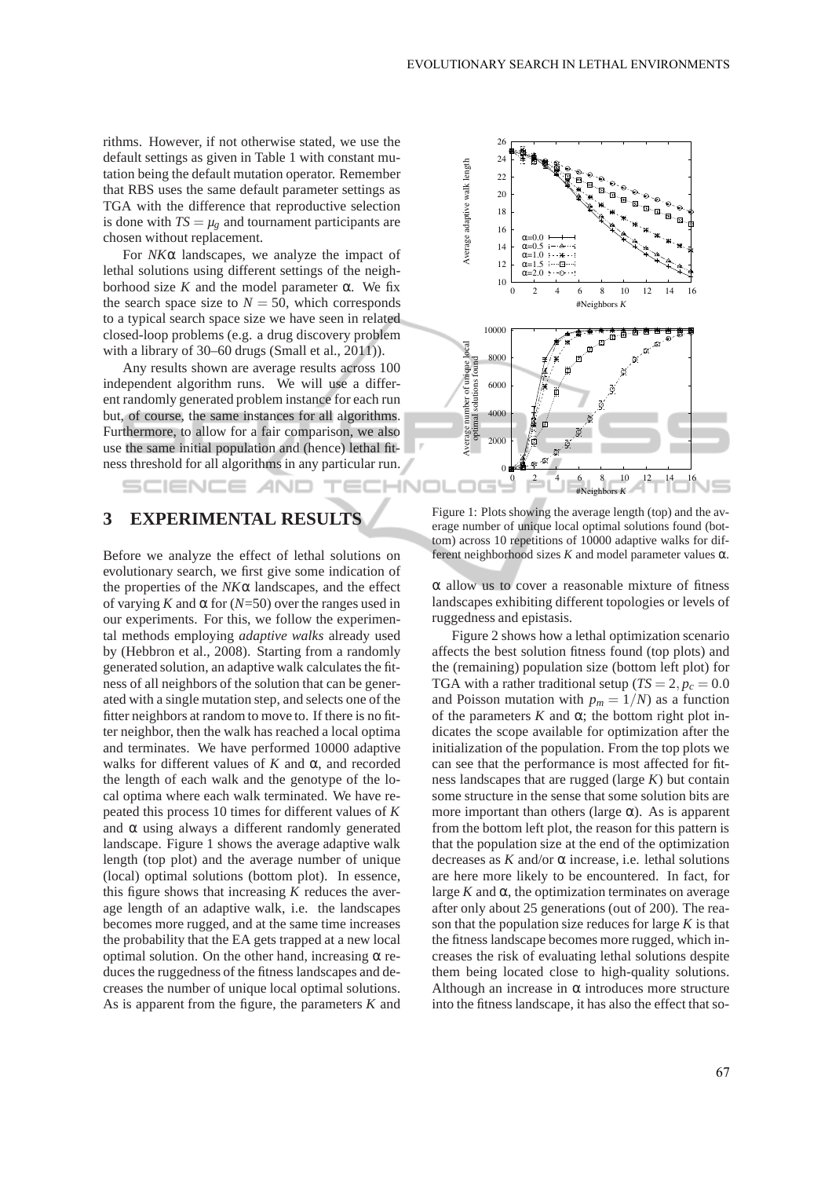rithms. However, if not otherwise stated, we use the default settings as given in Table 1 with constant mutation being the default mutation operator. Remember that RBS uses the same default parameter settings as TGA with the difference that reproductive selection is done with $TS = \mu_g$ and tournament participants are chosen without replacement.

For *NK*α landscapes, we analyze the impact of lethal solutions using different settings of the neighborhood size $K$ and the model parameter α. We fix the search space size to $N = 50$, which corresponds to a typical search space size we have seen in related closed-loop problems (e.g. a drug discovery problem with a library of 30–60 drugs (Small et al., 2011)).

Any results shown are average results across 100 independent algorithm runs. We will use a different randomly generated problem instance for each run but, of course, the same instances for all algorithms. Furthermore, to allow for a fair comparison, we also use the same initial population and (hence) lethal fitness threshold for all algorithms in any particular run.

## 3 EXPERIMENTAL RESULTS

Before we analyze the effect of lethal solutions on evolutionary search, we first give some indication of the properties of the *NK*α landscapes, and the effect of varying $K$ and α for ($N$=50) over the ranges used in our experiments. For this, we follow the experimental methods employing *adaptive walks* already used by (Hebbron et al., 2008). Starting from a randomly generated solution, an adaptive walk calculates the fitness of all neighbors of the solution that can be generated with a single mutation step, and selects one of the fitter neighbors at random to move to. If there is no fitter neighbor, then the walk has reached a local optima and terminates. We have performed 10000 adaptive walks for different values of $K$ and α, and recorded the length of each walk and the genotype of the local optima where each walk terminated. We have repeated this process 10 times for different values of $K$ and α using always a different randomly generated landscape. Figure 1 shows the average adaptive walk length (top plot) and the average number of unique (local) optimal solutions (bottom plot). In essence, this figure shows that increasing $K$ reduces the average length of an adaptive walk, i.e. the landscapes becomes more rugged, and at the same time increases the probability that the EA gets trapped at a new local optimal solution. On the other hand, increasing α reduces the ruggedness of the fitness landscapes and decreases the number of unique local optimal solutions. As is apparent from the figure, the parameters $K$ and α allow us to cover a reasonable mixture of fitness landscapes exhibiting different topologies or levels of ruggedness and epistasis.

Figure 1: Plots showing the average length (top) and the average number of unique local optimal solutions found (bottom) across 10 repetitions of 10000 adaptive walks for different neighborhood sizes $K$ and model parameter values α.

Figure 2 shows how a lethal optimization scenario affects the best solution fitness found (top plots) and the (remaining) population size (bottom left plot) for TGA with a rather traditional setup ($TS = 2, p_c = 0.0$ and Poisson mutation with $p_m = 1/N$) as a function of the parameters $K$ and α; the bottom right plot indicates the scope available for optimization after the initialization of the population. From the top plots we can see that the performance is most affected for fitness landscapes that are rugged (large $K$) but contain some structure in the sense that some solution bits are more important than others (large α). As is apparent from the bottom left plot, the reason for this pattern is that the population size at the end of the optimization decreases as $K$ and/or α increase, i.e. lethal solutions are here more likely to be encountered. In fact, for large $K$ and α, the optimization terminates on average after only about 25 generations (out of 200). The reason that the population size reduces for large $K$ is that the fitness landscape becomes more rugged, which increases the risk of evaluating lethal solutions despite them being located close to high-quality solutions. Although an increase in α introduces more structure into the fitness landscape, it has also the effect that so-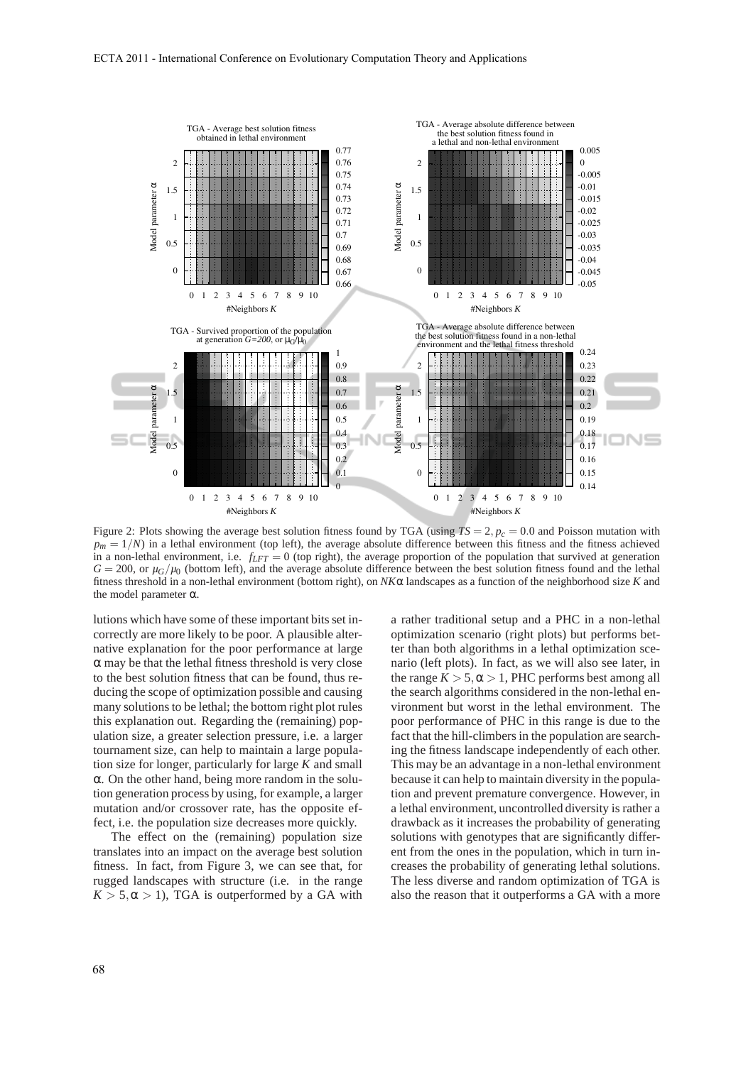Figure 2: Plots showing the average best solution fitness found by TGA (using $TS = 2, p_c = 0.0$ and Poisson mutation with $p_m = 1/N$) in a lethal environment (top left), the average absolute difference between this fitness and the fitness achieved in a non-lethal environment, i.e. $f_{LFT} = 0$ (top right), the average proportion of the population that survived at generation $G = 200$, or $\mu_G/\mu_0$ (bottom left), and the average absolute difference between the best solution fitness found and the lethal fitness threshold in a non-lethal environment (bottom right), on *NK*$\alpha$ landscapes as a function of the neighborhood size *K* and the model parameter $\alpha$.

lutions which have some of these important bits set incorrectly are more likely to be poor. A plausible alternative explanation for the poor performance at large $\alpha$ may be that the lethal fitness threshold is very close to the best solution fitness that can be found, thus reducing the scope of optimization possible and causing many solutions to be lethal; the bottom right plot rules this explanation out. Regarding the (remaining) population size, a greater selection pressure, i.e. a larger tournament size, can help to maintain a large population size for longer, particularly for large *K* and small $\alpha$. On the other hand, being more random in the solution generation process by using, for example, a larger mutation and/or crossover rate, has the opposite effect, i.e. the population size decreases more quickly.

The effect on the (remaining) population size translates into an impact on the average best solution fitness. In fact, from Figure 3, we can see that, for rugged landscapes with structure (i.e. in the range $K > 5, \alpha > 1$), TGA is outperformed by a GA with a rather traditional setup and a PHC in a non-lethal optimization scenario (right plots) but performs better than both algorithms in a lethal optimization scenario (left plots). In fact, as we will also see later, in the range $K > 5, \alpha > 1$, PHC performs best among all the search algorithms considered in the non-lethal environment but worst in the lethal environment. The poor performance of PHC in this range is due to the fact that the hill-climbers in the population are searching the fitness landscape independently of each other. This may be an advantage in a non-lethal environment because it can help to maintain diversity in the population and prevent premature convergence. However, in a lethal environment, uncontrolled diversity is rather a drawback as it increases the probability of generating solutions with genotypes that are significantly different from the ones in the population, which in turn increases the probability of generating lethal solutions. The less diverse and random optimization of TGA is also the reason that it outperforms a GA with a more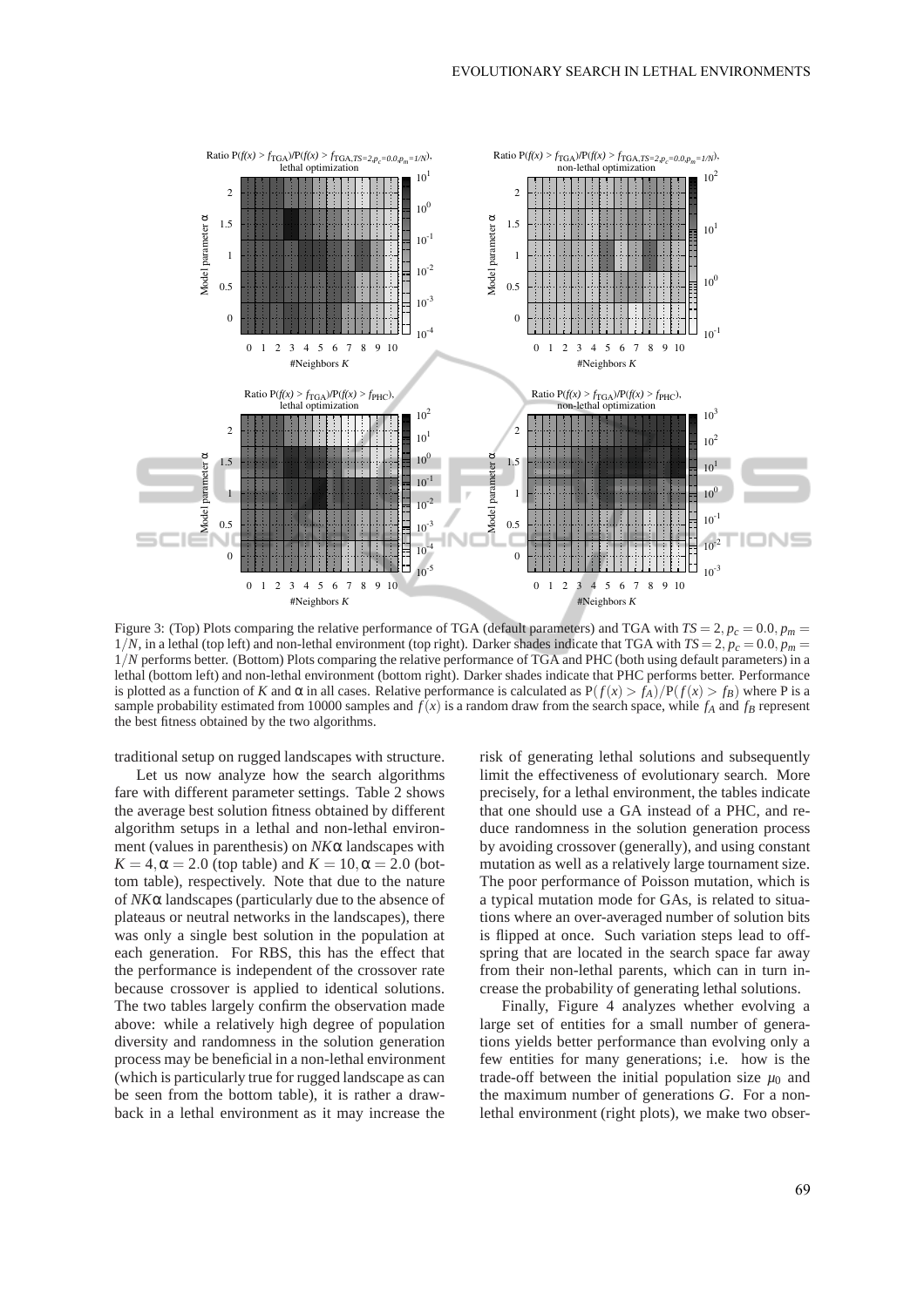Figure 3: (Top) Plots comparing the relative performance of TGA (default parameters) and TGA with $TS = 2, p_c = 0.0, p_m = 1/N$, in a lethal (top left) and non-lethal environment (top right). Darker shades indicate that TGA with $TS = 2, p_c = 0.0, p_m = 1/N$ performs better. (Bottom) Plots comparing the relative performance of TGA and PHC (both using default parameters) in a lethal (bottom left) and non-lethal environment (bottom right). Darker shades indicate that PHC performs better. Performance is plotted as a function of $K$ and $\alpha$ in all cases. Relative performance is calculated as $P(f(x) > f_A)/P(f(x) > f_B)$ where P is a sample probability estimated from 10000 samples and $f(x)$ is a random draw from the search space, while $f_A$ and $f_B$ represent the best fitness obtained by the two algorithms.

traditional setup on rugged landscapes with structure.

Let us now analyze how the search algorithms fare with different parameter settings. Table 2 shows the average best solution fitness obtained by different algorithm setups in a lethal and non-lethal environment (values in parenthesis) on $NK\alpha$ landscapes with $K = 4, \alpha = 2.0$ (top table) and $K = 10, \alpha = 2.0$ (bottom table), respectively. Note that due to the nature of $NK\alpha$ landscapes (particularly due to the absence of plateaus or neutral networks in the landscapes), there was only a single best solution in the population at each generation. For RBS, this has the effect that the performance is independent of the crossover rate because crossover is applied to identical solutions. The two tables largely confirm the observation made above: while a relatively high degree of population diversity and randomness in the solution generation process may be beneficial in a non-lethal environment (which is particularly true for rugged landscape as can be seen from the bottom table), it is rather a drawback in a lethal environment as it may increase the risk of generating lethal solutions and subsequently limit the effectiveness of evolutionary search. More precisely, for a lethal environment, the tables indicate that one should use a GA instead of a PHC, and reduce randomness in the solution generation process by avoiding crossover (generally), and using constant mutation as well as a relatively large tournament size. The poor performance of Poisson mutation, which is a typical mutation mode for GAs, is related to situations where an over-averaged number of solution bits is flipped at once. Such variation steps lead to offspring that are located in the search space far away from their non-lethal parents, which can in turn increase the probability of generating lethal solutions.

Finally, Figure 4 analyzes whether evolving a large set of entities for a small number of generations yields better performance than evolving only a few entities for many generations; i.e. how is the trade-off between the initial population size $\mu_0$ and the maximum number of generations $G$. For a non-lethal environment (right plots), we make two obser-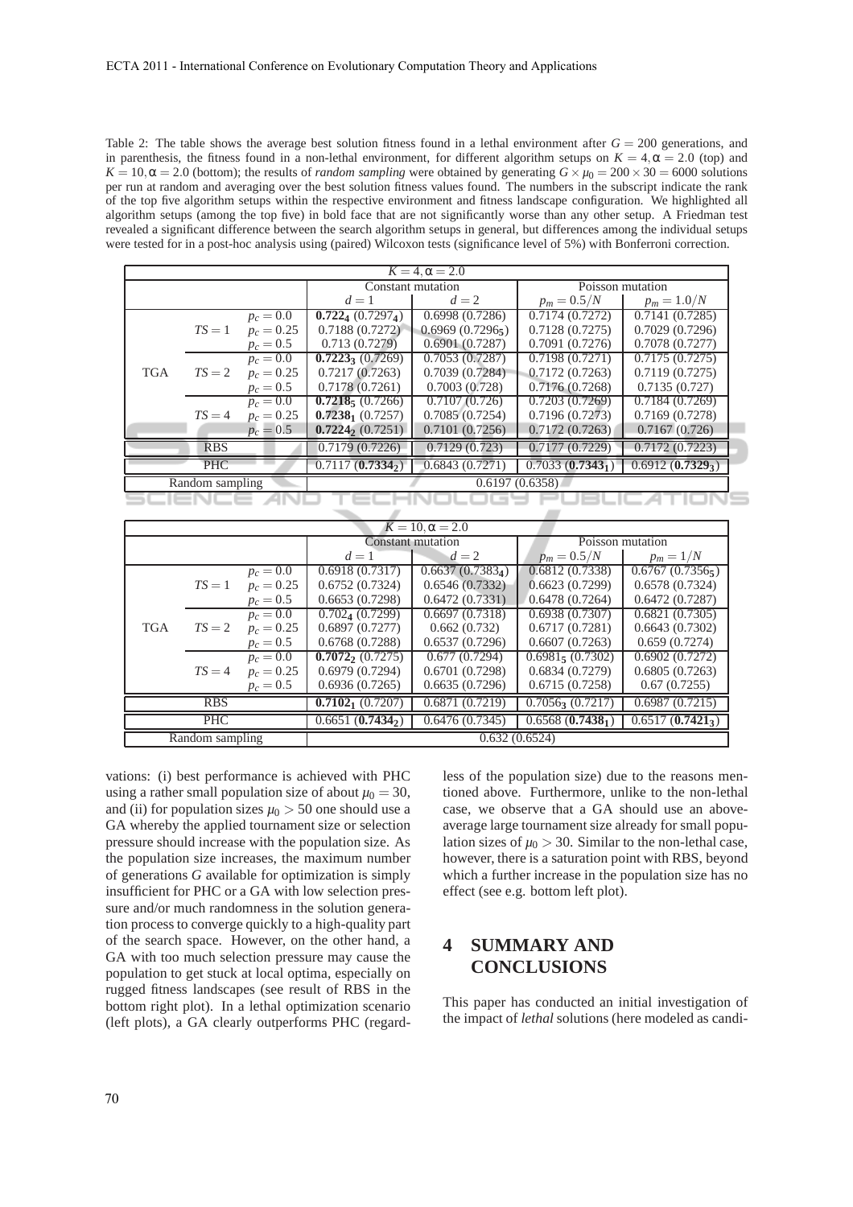Table 2: The table shows the average best solution fitness found in a lethal environment after $G = 200$ generations, and in parenthesis, the fitness found in a non-lethal environment, for different algorithm setups on $K = 4, \alpha = 2.0$ (top) and $K = 10, \alpha = 2.0$ (bottom); the results of *random sampling* were obtained by generating $G \times \mu_0 = 200 \times 30 = 6000$ solutions per run at random and averaging over the best solution fitness values found. The numbers in the subscript indicate the rank of the top five algorithm setups within the respective environment and fitness landscape configuration. We highlighted all algorithm setups (among the top five) in bold face that are not significantly worse than any other setup. A Friedman test revealed a significant difference between the search algorithm setups in general, but differences among the individual setups were tested for in a post-hoc analysis using (paired) Wilcoxon tests (significance level of 5%) with Bonferroni correction.

| $K = 4, \alpha = 2.0$ | | | | | | |
|---|---|---|---|---|---|---|
| | | | Constant mutation | | Poisson mutation | |
| | | | $d = 1$ | $d = 2$ | $p_m = 0.5/N$ | $p_m = 1.0/N$ |
| TGA | $TS = 1$ | $p_c = 0.0$ | **$0.722_4$** ($0.7297_4$) | 0.6998 (0.7286) | 0.7174 (0.7272) | 0.7141 (0.7285) |
| | | $p_c = 0.25$ | 0.7188 (0.7272) | 0.6969 ($0.7296_5$) | 0.7128 (0.7275) | 0.7029 (0.7296) |
| | | $p_c = 0.5$ | 0.713 (0.7279) | 0.6901 (0.7287) | 0.7091 (0.7276) | 0.7078 (0.7277) |
| | $TS = 2$ | $p_c = 0.0$ | **$0.7223_3$** (0.7269) | 0.7053 (0.7287) | 0.7198 (0.7271) | 0.7175 (0.7275) |
| | | $p_c = 0.25$ | 0.7217 (0.7263) | 0.7039 (0.7284) | 0.7172 (0.7263) | 0.7119 (0.7275) |
| | | $p_c = 0.5$ | 0.7178 (0.7261) | 0.7003 (0.728) | 0.7176 (0.7268) | 0.7135 (0.727) |
| | $TS = 4$ | $p_c = 0.0$ | **$0.7218_5$** (0.7266) | 0.7107 (0.726) | 0.7203 (0.7269) | 0.7184 (0.7269) |
| | | $p_c = 0.25$ | **$0.7238_1$** (0.7257) | 0.7085 (0.7254) | 0.7196 (0.7273) | 0.7169 (0.7278) |
| | | $p_c = 0.5$ | **$0.7224_2$** (0.7251) | 0.7101 (0.7256) | 0.7172 (0.7263) | 0.7167 (0.726) |
| RBS | | | 0.7179 (0.7226) | 0.7129 (0.723) | 0.7177 (0.7229) | 0.7172 (0.7223) |
| PHC | | | 0.7117 (**$0.7334_2$**) | 0.6843 (0.7271) | 0.7033 (**$0.7343_1$**) | 0.6912 (**$0.7329_3$**) |
| Random sampling | | | 0.6197 (0.6358) | | | |

| $K = 10, \alpha = 2.0$ | | | | | | |
|---|---|---|---|---|---|---|
| | | | Constant mutation | | Poisson mutation | |
| | | | $d = 1$ | $d = 2$ | $p_m = 0.5/N$ | $p_m = 1/N$ |
| TGA | $TS = 1$ | $p_c = 0.0$ | 0.6918 (0.7317) | 0.6637 ($0.7383_4$) | 0.6812 (0.7338) | 0.6767 ($0.7356_5$) |
| | | $p_c = 0.25$ | 0.6752 (0.7324) | 0.6546 (0.7332) | 0.6623 (0.7299) | 0.6578 (0.7324) |
| | | $p_c = 0.5$ | 0.6653 (0.7298) | 0.6472 (0.7331) | 0.6478 (0.7264) | 0.6472 (0.7287) |
| | $TS = 2$ | $p_c = 0.0$ | $0.702_4$ (0.7299) | 0.6697 (0.7318) | 0.6938 (0.7307) | 0.6821 (0.7305) |
| | | $p_c = 0.25$ | 0.6897 (0.7277) | 0.662 (0.732) | 0.6717 (0.7281) | 0.6643 (0.7302) |
| | | $p_c = 0.5$ | 0.6768 (0.7288) | 0.6537 (0.7296) | 0.6607 (0.7263) | 0.659 (0.7274) |
| | $TS = 4$ | $p_c = 0.0$ | **$0.7072_2$** (0.7275) | 0.677 (0.7294) | $0.6981_5$ (0.7302) | 0.6902 (0.7272) |
| | | $p_c = 0.25$ | 0.6979 (0.7294) | 0.6701 (0.7298) | 0.6834 (0.7279) | 0.6805 (0.7263) |
| | | $p_c = 0.5$ | 0.6936 (0.7265) | 0.6635 (0.7296) | 0.6715 (0.7258) | 0.67 (0.7255) |
| RBS | | | **$0.7102_1$** (0.7207) | 0.6871 (0.7219) | $0.7056_3$ (0.7217) | 0.6987 (0.7215) |
| PHC | | | 0.6651 (**$0.7434_2$**) | 0.6476 (0.7345) | 0.6568 (**$0.7438_1$**) | 0.6517 (**$0.7421_3$**) |
| Random sampling | | | 0.632 (0.6524) | | | |

vations: (i) best performance is achieved with PHC using a rather small population size of about $\mu_0 = 30$, and (ii) for population sizes $\mu_0 > 50$ one should use a GA whereby the applied tournament size or selection pressure should increase with the population size. As the population size increases, the maximum number of generations $G$ available for optimization is simply insufficient for PHC or a GA with low selection pressure and/or much randomness in the solution generation process to converge quickly to a high-quality part of the search space. However, on the other hand, a GA with too much selection pressure may cause the population to get stuck at local optima, especially on rugged fitness landscapes (see result of RBS in the bottom right plot). In a lethal optimization scenario (left plots), a GA clearly outperforms PHC (regardless of the population size) due to the reasons mentioned above. Furthermore, unlike to the non-lethal case, we observe that a GA should use an above-average large tournament size already for small population sizes of $\mu_0 > 30$. Similar to the non-lethal case, however, there is a saturation point with RBS, beyond which a further increase in the population size has no effect (see e.g. bottom left plot).

## 4 SUMMARY AND CONCLUSIONS

This paper has conducted an initial investigation of the impact of *lethal* solutions (here modeled as candi-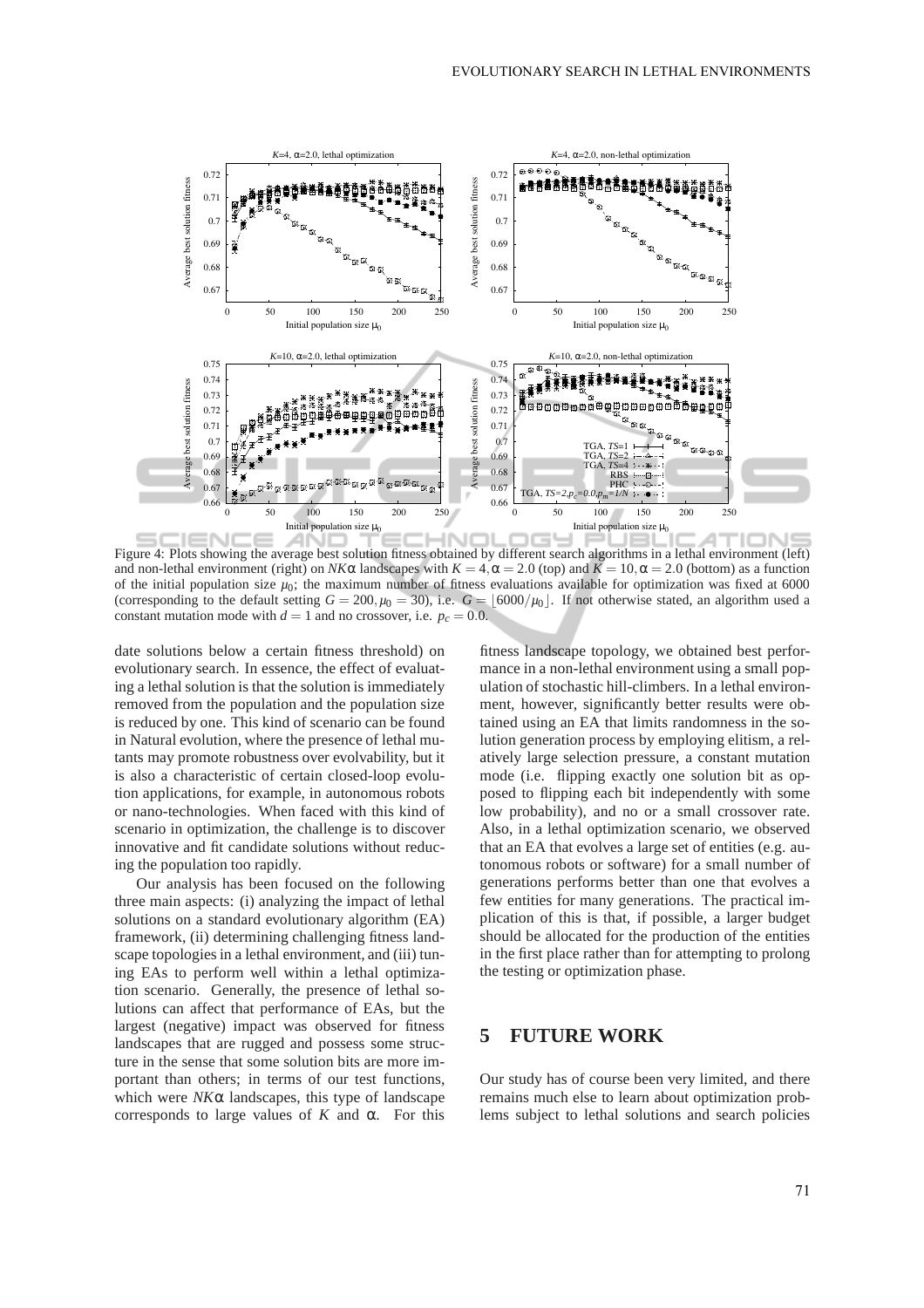Figure 4: Plots showing the average best solution fitness obtained by different search algorithms in a lethal environment (left) and non-lethal environment (right) on $NK\alpha$ landscapes with $K = 4, \alpha = 2.0$ (top) and $K = 10, \alpha = 2.0$ (bottom) as a function of the initial population size $\mu_0$; the maximum number of fitness evaluations available for optimization was fixed at 6000 (corresponding to the default setting $G = 200, \mu_0 = 30$), i.e. $G = \lfloor 6000/\mu_0 \rfloor$. If not otherwise stated, an algorithm used a constant mutation mode with $d = 1$ and no crossover, i.e. $p_c = 0.0$.

date solutions below a certain fitness threshold) on evolutionary search. In essence, the effect of evaluating a lethal solution is that the solution is immediately removed from the population and the population size is reduced by one. This kind of scenario can be found in Natural evolution, where the presence of lethal mutants may promote robustness over evolvability, but it is also a characteristic of certain closed-loop evolution applications, for example, in autonomous robots or nano-technologies. When faced with this kind of scenario in optimization, the challenge is to discover innovative and fit candidate solutions without reducing the population too rapidly.

Our analysis has been focused on the following three main aspects: (i) analyzing the impact of lethal solutions on a standard evolutionary algorithm (EA) framework, (ii) determining challenging fitness landscape topologies in a lethal environment, and (iii) tuning EAs to perform well within a lethal optimization scenario. Generally, the presence of lethal solutions can affect that performance of EAs, but the largest (negative) impact was observed for fitness landscapes that are rugged and possess some structure in the sense that some solution bits are more important than others; in terms of our test functions, which were $NK\alpha$ landscapes, this type of landscape corresponds to large values of $K$ and $\alpha$. For this fitness landscape topology, we obtained best performance in a non-lethal environment using a small population of stochastic hill-climbers. In a lethal environment, however, significantly better results were obtained using an EA that limits randomness in the solution generation process by employing elitism, a relatively large selection pressure, a constant mutation mode (i.e. flipping exactly one solution bit as opposed to flipping each bit independently with some low probability), and no or a small crossover rate. Also, in a lethal optimization scenario, we observed that an EA that evolves a large set of entities (e.g. autonomous robots or software) for a small number of generations performs better than one that evolves a few entities for many generations. The practical implication of this is that, if possible, a larger budget should be allocated for the production of the entities in the first place rather than for attempting to prolong the testing or optimization phase.

## 5 FUTURE WORK

Our study has of course been very limited, and there remains much else to learn about optimization problems subject to lethal solutions and search policies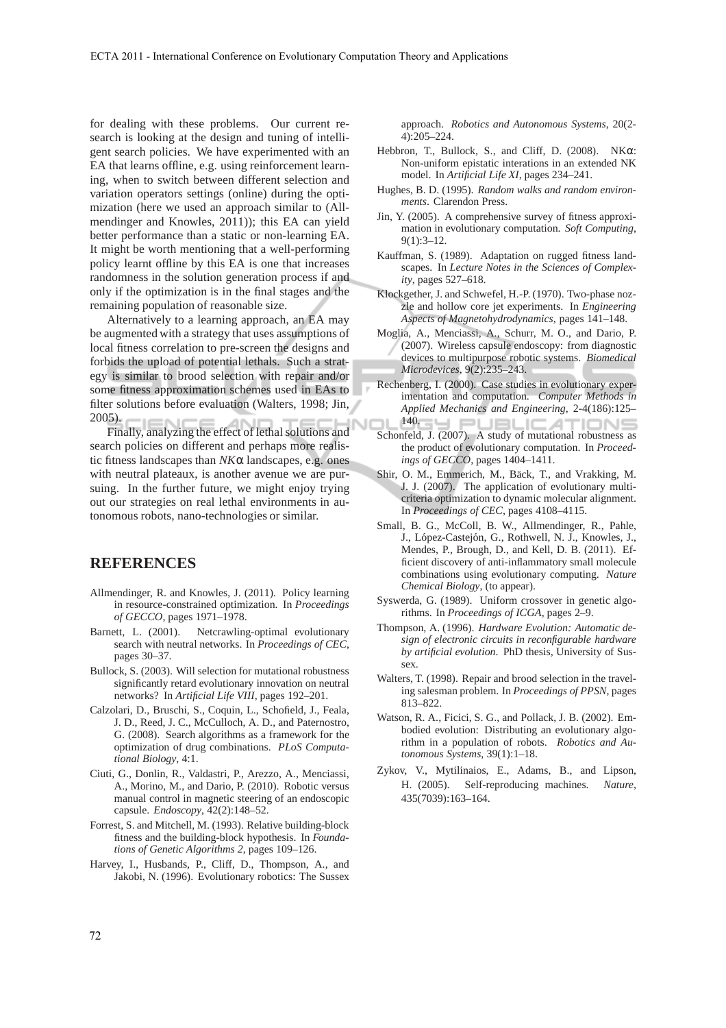for dealing with these problems. Our current research is looking at the design and tuning of intelligent search policies. We have experimented with an EA that learns offline, e.g. using reinforcement learning, when to switch between different selection and variation operators settings (online) during the optimization (here we used an approach similar to (Allmendinger and Knowles, 2011)); this EA can yield better performance than a static or non-learning EA. It might be worth mentioning that a well-performing policy learnt offline by this EA is one that increases randomness in the solution generation process if and only if the optimization is in the final stages and the remaining population of reasonable size.

Alternatively to a learning approach, an EA may be augmented with a strategy that uses assumptions of local fitness correlation to pre-screen the designs and forbids the upload of potential lethals. Such a strategy is similar to brood selection with repair and/or some fitness approximation schemes used in EAs to filter solutions before evaluation (Walters, 1998; Jin, 2005).

Finally, analyzing the effect of lethal solutions and search policies on different and perhaps more realistic fitness landscapes than $NK\alpha$ landscapes, e.g. ones with neutral plateaux, is another avenue we are pursuing. In the further future, we might enjoy trying out our strategies on real lethal environments in autonomous robots, nano-technologies or similar.

## REFERENCES

Allmendinger, R. and Knowles, J. (2011). Policy learning in resource-constrained optimization. In *Proceedings of GECCO*, pages 1971–1978.

Barnett, L. (2001). Netcrawling-optimal evolutionary search with neutral networks. In *Proceedings of CEC*, pages 30–37.

Bullock, S. (2003). Will selection for mutational robustness significantly retard evolutionary innovation on neutral networks? In *Artificial Life VIII*, pages 192–201.

Calzolari, D., Bruschi, S., Coquin, L., Schofield, J., Feala, J. D., Reed, J. C., McCulloch, A. D., and Paternostro, G. (2008). Search algorithms as a framework for the optimization of drug combinations. *PLoS Computational Biology*, 4:1.

Ciuti, G., Donlin, R., Valdastri, P., Arezzo, A., Menciassi, A., Morino, M., and Dario, P. (2010). Robotic versus manual control in magnetic steering of an endoscopic capsule. *Endoscopy*, 42(2):148–52.

Forrest, S. and Mitchell, M. (1993). Relative building-block fitness and the building-block hypothesis. In *Foundations of Genetic Algorithms 2*, pages 109–126.

Harvey, I., Husbands, P., Cliff, D., Thompson, A., and Jakobi, N. (1996). Evolutionary robotics: The Sussex approach. *Robotics and Autonomous Systems*, 20(2-4):205–224.

Hebbron, T., Bullock, S., and Cliff, D. (2008). NKα: Non-uniform epistatic interations in an extended NK model. In *Artificial Life XI*, pages 234–241.

Hughes, B. D. (1995). *Random walks and random environments*. Clarendon Press.

Jin, Y. (2005). A comprehensive survey of fitness approximation in evolutionary computation. *Soft Computing*, 9(1):3–12.

Kauffman, S. (1989). Adaptation on rugged fitness landscapes. In *Lecture Notes in the Sciences of Complexity*, pages 527–618.

Klockgether, J. and Schwefel, H.-P. (1970). Two-phase nozzle and hollow core jet experiments. In *Engineering Aspects of Magnetohydrodynamics*, pages 141–148.

Moglia, A., Menciassi, A., Schurr, M. O., and Dario, P. (2007). Wireless capsule endoscopy: from diagnostic devices to multipurpose robotic systems. *Biomedical Microdevices*, 9(2):235–243.

Rechenberg, I. (2000). Case studies in evolutionary experimentation and computation. *Computer Methods in Applied Mechanics and Engineering*, 2-4(186):125–140.

Schonfeld, J. (2007). A study of mutational robustness as the product of evolutionary computation. In *Proceedings of GECCO*, pages 1404–1411.

Shir, O. M., Emmerich, M., Bäck, T., and Vrakking, M. J. J. (2007). The application of evolutionary multicriteria optimization to dynamic molecular alignment. In *Proceedings of CEC*, pages 4108–4115.

Small, B. G., McColl, B. W., Allmendinger, R., Pahle, J., López-Castejón, G., Rothwell, N. J., Knowles, J., Mendes, P., Brough, D., and Kell, D. B. (2011). Efficient discovery of anti-inflammatory small molecule combinations using evolutionary computing. *Nature Chemical Biology*, (to appear).

Syswerda, G. (1989). Uniform crossover in genetic algorithms. In *Proceedings of ICGA*, pages 2–9.

Thompson, A. (1996). *Hardware Evolution: Automatic design of electronic circuits in reconfigurable hardware by artificial evolution*. PhD thesis, University of Sussex.

Walters, T. (1998). Repair and brood selection in the traveling salesman problem. In *Proceedings of PPSN*, pages 813–822.

Watson, R. A., Ficici, S. G., and Pollack, J. B. (2002). Embodied evolution: Distributing an evolutionary algorithm in a population of robots. *Robotics and Autonomous Systems*, 39(1):1–18.

Zykov, V., Mytilinaios, E., Adams, B., and Lipson, H. (2005). Self-reproducing machines. *Nature*, 435(7039):163–164.